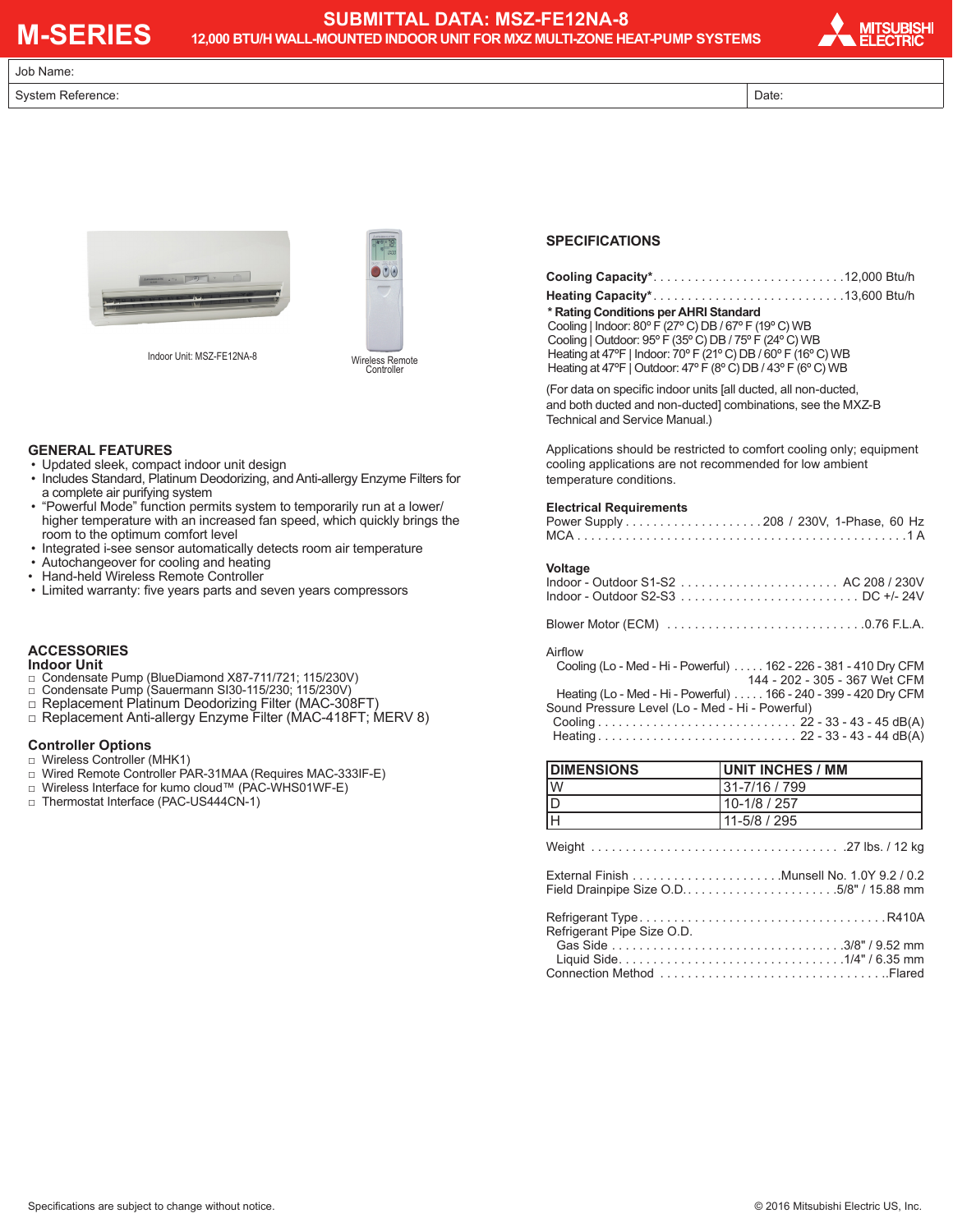# M-SERIES

## SUBMITTAL DATA: MSZ-FE12NA-8

### 12,000 BTU/H WALL-MOUNTED INDOOR UNIT FOR MXZ MULTI-ZONE HEAT-PUMP SYSTEMS

MITSUBISHI ELECTRIC

| Job Name: | |
|---|---|
| System Reference: | Date: |

Indoor Unit: MSZ-FE12NA-8

Wireless Remote Controller

## GENERAL FEATURES

- Updated sleek, compact indoor unit design
- Includes Standard, Platinum Deodorizing, and Anti-allergy Enzyme Filters for a complete air purifying system
- "Powerful Mode" function permits system to temporarily run at a lower/ higher temperature with an increased fan speed, which quickly brings the room to the optimum comfort level
- Integrated i-see sensor automatically detects room air temperature
- Autochangeover for cooling and heating
- Hand-held Wireless Remote Controller
- Limited warranty: five years parts and seven years compressors

## ACCESSORIES

### Indoor Unit

- □ Condensate Pump (BlueDiamond X87-711/721; 115/230V)
- □ Condensate Pump (Sauermann SI30-115/230; 115/230V)
- □ Replacement Platinum Deodorizing Filter (MAC-308FT)
- □ Replacement Anti-allergy Enzyme Filter (MAC-418FT; MERV 8)

### Controller Options

- □ Wireless Controller (MHK1)
- □ Wired Remote Controller PAR-31MAA (Requires MAC-333IF-E)
- □ Wireless Interface for kumo cloud™ (PAC-WHS01WF-E)
- □ Thermostat Interface (PAC-US444CN-1)

## SPECIFICATIONS

**Cooling Capacity*** . . . . . . . . . . . . 12,000 Btu/h

**Heating Capacity*** . . . . . . . . . . . . 13,600 Btu/h

**\* Rating Conditions per AHRI Standard**

Cooling | Indoor: 80° F (27° C) DB / 67° F (19° C) WB
Cooling | Outdoor: 95° F (35° C) DB / 75° F (24° C) WB
Heating at 47°F | Indoor: 70° F (21° C) DB / 60° F (16° C) WB
Heating at 47°F | Outdoor: 47° F (8° C) DB / 43° F (6° C) WB

(For data on specific indoor units [all ducted, all non-ducted, and both ducted and non-ducted] combinations, see the MXZ-B Technical and Service Manual.)

Applications should be restricted to comfort cooling only; equipment cooling applications are not recommended for low ambient temperature conditions.

**Electrical Requirements**

Power Supply . . . . . . . . . . . . 208 / 230V, 1-Phase, 60 Hz
MCA . . . . . . . . . . . . 1 A

**Voltage**

Indoor - Outdoor S1-S2 . . . . . . . . . . . . AC 208 / 230V
Indoor - Outdoor S2-S3 . . . . . . . . . . . . DC +/- 24V

Blower Motor (ECM) . . . . . . . . . . . . 0.76 F.L.A.

Airflow
Cooling (Lo - Med - Hi - Powerful) . . . . . 162 - 226 - 381 - 410 Dry CFM
144 - 202 - 305 - 367 Wet CFM
Heating (Lo - Med - Hi - Powerful) . . . . . 166 - 240 - 399 - 420 Dry CFM

Sound Pressure Level (Lo - Med - Hi - Powerful)
Cooling . . . . . . . . . . . . 22 - 33 - 43 - 45 dB(A)
Heating . . . . . . . . . . . . 22 - 33 - 43 - 44 dB(A)

| DIMENSIONS | UNIT INCHES / MM |
|---|---|
| W | 31-7/16 / 799 |
| D | 10-1/8 / 257 |
| H | 11-5/8 / 295 |

Weight . . . . . . . . . . . . 27 lbs. / 12 kg

External Finish . . . . . . . . . . . . Munsell No. 1.0Y 9.2 / 0.2
Field Drainpipe Size O.D. . . . . . . . . . . . . 5/8" / 15.88 mm

Refrigerant Type . . . . . . . . . . . . R410A
Refrigerant Pipe Size O.D.
Gas Side . . . . . . . . . . . . 3/8" / 9.52 mm
Liquid Side . . . . . . . . . . . . 1/4" / 6.35 mm
Connection Method . . . . . . . . . . . . Flared

Specifications are subject to change without notice.

© 2016 Mitsubishi Electric US, Inc.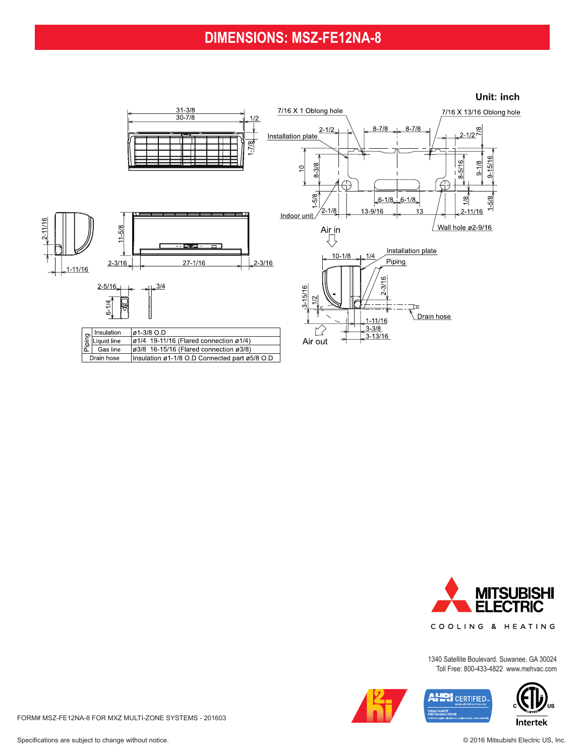# DIMENSIONS: MSZ-FE12NA-8

Unit: inch

31-3/8
30-7/8
1/2
1-7/8

7/16 X 1 Oblong hole
7/16 X 13/16 Oblong hole
Installation plate
2-1/2
8-7/8
8-7/8
2-1/2
7/8
10
8-3/8
8-5/16
9-1/8
9-15/16
1-5/8
6-1/8
6-1/8
1/8
1-5/8
Indoor unit
2-1/8
13-9/16
13
2-11/16
Wall hole ø2-9/16

2-11/16
1-11/16
11-5/8
2-3/16
27-1/16
2-3/16

Air in
10-1/8
1/4
Installation plate
Piping
2-3/16
3-15/16
1/2
Drain hose
1-11/16
3-3/8
3-13/16
Air out

2-5/16
3/4
6-1/4

| | | |
|---|---|---|
| Piping | Insulation | ø1-3/8 O.D |
| | Liquid line | ø1/4 19-11/16 (Flared connection ø1/4) |
| | Gas line | ø3/8 16-15/16 (Flared connection ø3/8) |
| Drain hose | | Insulation ø1-1/8 O.D Connected part ø5/8 O.D |

MITSUBISHI ELECTRIC
COOLING & HEATING

1340 Satellite Boulevard. Suwanee, GA 30024
Toll Free: 800-433-4822 www.mehvac.com

FORM# MSZ-FE12NA-8 FOR MXZ MULTI-ZONE SYSTEMS - 201603

Specifications are subject to change without notice.

© 2016 Mitsubishi Electric US, Inc.